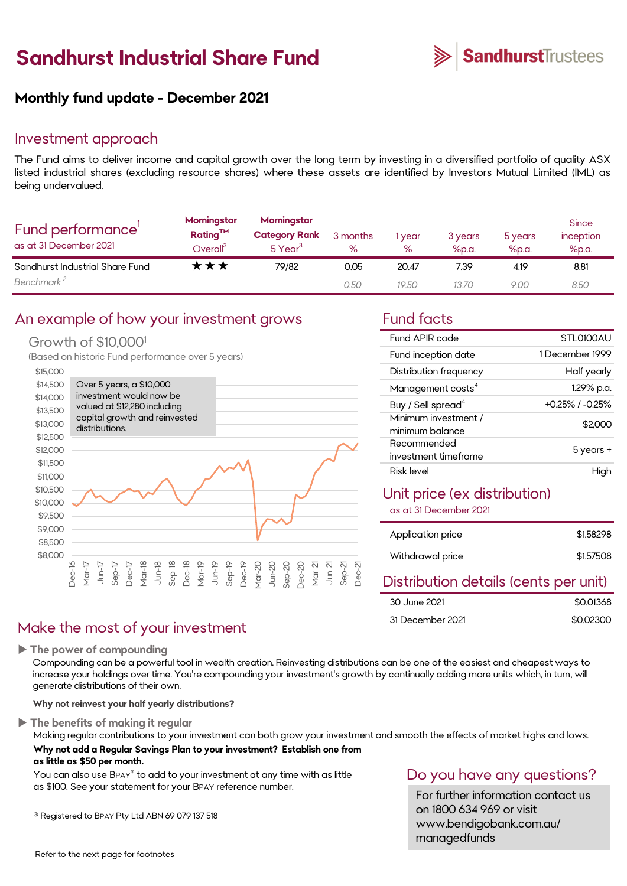# Sandhurst Industrial Share Fund

**SandhurstTrustees**

## Monthly fund update - December 2021

## Investment approach

The Fund aims to deliver income and capital growth over the long term by investing in a diversified portfolio of quality ASX listed industrial shares (excluding resource shares) where these assets are identified by Investors Mutual Limited (IML) as being undervalued.

| Fund performance[1] as at 31 December 2021 | Morningstar Rating™ Overall[3] | Morningstar Category Rank 5 Year[3] | 3 months % | 1 year % | 3 years %p.a. | 5 years %p.a. | Since inception %p.a. |
|---|---|---|---|---|---|---|---|
| Sandhurst Industrial Share Fund | ★★★ | 79/82 | 0.05 | 20.47 | 7.39 | 4.19 | 8.81 |
| *Benchmark* [2] | | | *0.50* | *19.50* | *13.70* | *9.00* | *8.50* |

## An example of how your investment grows

### Growth of $10,000[1]

(Based on historic Fund performance over 5 years)

Over 5 years, a $10,000 investment would now be valued at $12,280 including capital growth and reinvested distributions.

## Fund facts

| | |
|---|---|
| Fund APIR code | STL0100AU |
| Fund inception date | 1 December 1999 |
| Distribution frequency | Half yearly |
| Management costs[4] | 1.29% p.a. |
| Buy / Sell spread[4] | +0.25% / -0.25% |
| Minimum investment / minimum balance | $2,000 |
| Recommended investment timeframe | 5 years + |
| Risk level | High |

## Unit price (ex distribution)

as at 31 December 2021

| | |
|---|---|
| Application price | $1.58298 |
| Withdrawal price | $1.57508 |

## Distribution details (cents per unit)

| | |
|---|---|
| 30 June 2021 | $0.01368 |
| 31 December 2021 | $0.02300 |

## Make the most of your investment

▶ **The power of compounding**

Compounding can be a powerful tool in wealth creation. Reinvesting distributions can be one of the easiest and cheapest ways to increase your holdings over time. You're compounding your investment's growth by continually adding more units which, in turn, will generate distributions of their own.

**Why not reinvest your half yearly distributions?**

▶ **The benefits of making it regular**

Making regular contributions to your investment can both grow your investment and smooth the effects of market highs and lows.

**Why not add a Regular Savings Plan to your investment? Establish one from as little as $50 per month.**

You can also use BPAY® to add to your investment at any time with as little as $100. See your statement for your BPAY reference number.

® Registered to BPAY Pty Ltd ABN 69 079 137 518

## Do you have any questions?

For further information contact us on 1800 634 969 or visit www.bendigobank.com.au/managedfunds

Refer to the next page for footnotes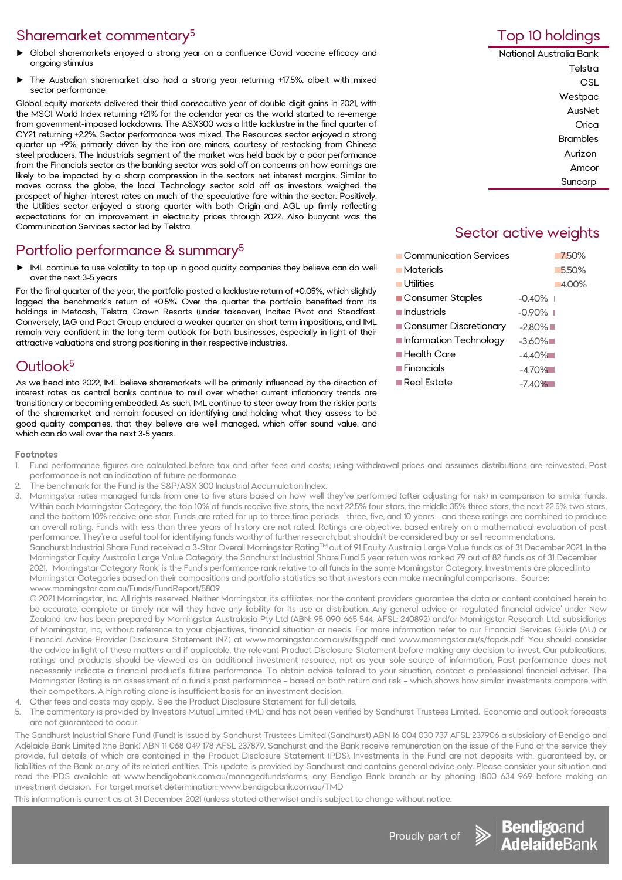## Sharemarket commentary[5]

- Global sharemarkets enjoyed a strong year on a confluence Covid vaccine efficacy and ongoing stimulus
- The Australian sharemarket also had a strong year returning +17.5%, albeit with mixed sector performance

Global equity markets delivered their third consecutive year of double-digit gains in 2021, with the MSCI World Index returning +21% for the calendar year as the world started to re-emerge from government-imposed lockdowns. The ASX300 was a little lacklustre in the final quarter of CY21, returning +2.2%. Sector performance was mixed. The Resources sector enjoyed a strong quarter up +9%, primarily driven by the iron ore miners, courtesy of restocking from Chinese steel producers. The Industrials segment of the market was held back by a poor performance from the Financials sector as the banking sector was sold off on concerns on how earnings are likely to be impacted by a sharp compression in the sectors net interest margins. Similar to moves across the globe, the local Technology sector sold off as investors weighed the prospect of higher interest rates on much of the speculative fare within the sector. Positively, the Utilities sector enjoyed a strong quarter with both Origin and AGL up firmly reflecting expectations for an improvement in electricity prices through 2022. Also buoyant was the Communication Services sector led by Telstra.

## Portfolio performance & summary[5]

- IML continue to use volatility to top up in good quality companies they believe can do well over the next 3-5 years

For the final quarter of the year, the portfolio posted a lacklustre return of +0.05%, which slightly lagged the benchmark's return of +0.5%. Over the quarter the portfolio benefited from its holdings in Metcash, Telstra, Crown Resorts (under takeover), Incitec Pivot and Steadfast. Conversely, IAG and Pact Group endured a weaker quarter on short term impositions, and IML remain very confident in the long-term outlook for both businesses, especially in light of their attractive valuations and strong positioning in their respective industries.

## Outlook[5]

As we head into 2022, IML believe sharemarkets will be primarily influenced by the direction of interest rates as central banks continue to mull over whether current inflationary trends are transitionary or becoming embedded. As such, IML continue to steer away from the riskier parts of the sharemarket and remain focused on identifying and holding what they assess to be good quality companies, that they believe are well managed, which offer sound value, and which can do well over the next 3-5 years.

## Top 10 holdings

- National Australia Bank
- Telstra
- CSL
- Westpac
- AusNet
- Orica
- Brambles
- Aurizon
- Amcor
- Suncorp

## Sector active weights

Communication Services 7.50%
Materials 5.50%
Utilities 4.00%
Consumer Staples -0.40%
Industrials -0.90%
Consumer Discretionary -2.80%
Information Technology -3.60%
Health Care -4.40%
Financials -4.70%
Real Estate -7.40%

### Footnotes

1. Fund performance figures are calculated before tax and after fees and costs; using withdrawal prices and assumes distributions are reinvested. Past performance is not an indication of future performance.
2. The benchmark for the Fund is the S&P/ASX 300 Industrial Accumulation Index.
3. Morningstar rates managed funds from one to five stars based on how well they've performed (after adjusting for risk) in comparison to similar funds. Within each Morningstar Category, the top 10% of funds receive five stars, the next 22.5% four stars, the middle 35% three stars, the next 22.5% two stars, and the bottom 10% receive one star. Funds are rated for up to three time periods - three, five, and 10 years - and these ratings are combined to produce an overall rating. Funds with less than three years of history are not rated. Ratings are objective, based entirely on a mathematical evaluation of past performance. They're a useful tool for identifying funds worthy of further research, but shouldn't be considered buy or sell recommendations.
   Sandhurst Industrial Share Fund received a 3-Star Overall Morningstar Rating™ out of 91 Equity Australia Large Value funds as of 31 December 2021. In the Morningstar Equity Australia Large Value Category, the Sandhurst Industrial Share Fund 5 year return was ranked 79 out of 82 funds as of 31 December 2021. 'Morningstar Category Rank' is the Fund's performance rank relative to all funds in the same Morningstar Category. Investments are placed into Morningstar Categories based on their compositions and portfolio statistics so that investors can make meaningful comparisons. Source: www.morningstar.com.au/Funds/FundReport/5809
   © 2021 Morningstar, Inc. All rights reserved. Neither Morningstar, its affiliates, nor the content providers guarantee the data or content contained herein to be accurate, complete or timely nor will they have any liability for its use or distribution. Any general advice or 'regulated financial advice' under New Zealand law has been prepared by Morningstar Australasia Pty Ltd (ABN: 95 090 665 544, AFSL: 240892) and/or Morningstar Research Ltd, subsidiaries of Morningstar, Inc, without reference to your objectives, financial situation or needs. For more information refer to our Financial Services Guide (AU) or Financial Advice Provider Disclosure Statement (NZ) at www.morningstar.com.au/s/fsg.pdf and www.morningstar.au/s/fapds.pdf. You should consider the advice in light of these matters and if applicable, the relevant Product Disclosure Statement before making any decision to invest. Our publications, ratings and products should be viewed as an additional investment resource, not as your sole source of information. Past performance does not necessarily indicate a financial product's future performance. To obtain advice tailored to your situation, contact a professional financial adviser. The Morningstar Rating is an assessment of a fund's past performance – based on both return and risk – which shows how similar investments compare with their competitors. A high rating alone is insufficient basis for an investment decision.
4. Other fees and costs may apply. See the Product Disclosure Statement for full details.
5. The commentary is provided by Investors Mutual Limited (IML) and has not been verified by Sandhurst Trustees Limited. Economic and outlook forecasts are not guaranteed to occur.

The Sandhurst Industrial Share Fund (Fund) is issued by Sandhurst Trustees Limited (Sandhurst) ABN 16 004 030 737 AFSL 237906 a subsidiary of Bendigo and Adelaide Bank Limited (the Bank) ABN 11 068 049 178 AFSL 237879. Sandhurst and the Bank receive remuneration on the issue of the Fund or the service they provide, full details of which are contained in the Product Disclosure Statement (PDS). Investments in the Fund are not deposits with, guaranteed by, or liabilities of the Bank or any of its related entities. This update is provided by Sandhurst and contains general advice only. Please consider your situation and read the PDS available at www.bendigobank.com.au/managedfundsforms, any Bendigo Bank branch or by phoning 1800 634 969 before making an investment decision. For target market determination: www.bendigobank.com.au/TMD

This information is current as at 31 December 2021 (unless stated otherwise) and is subject to change without notice.

Proudly part of Bendigo and Adelaide Bank